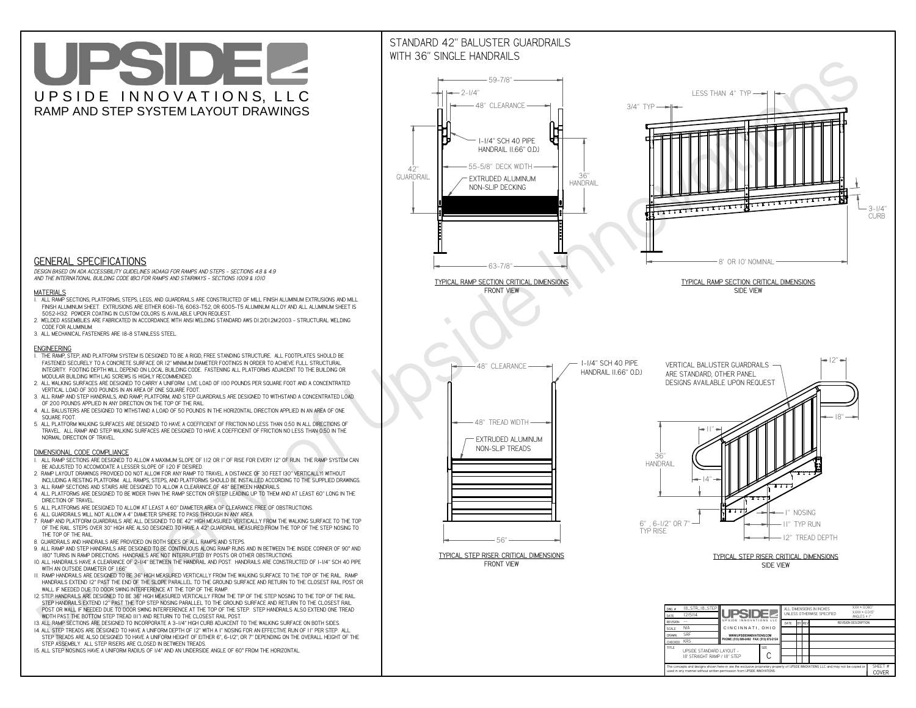# UPSIDE INNOVATIONS, LLC

## RAMP AND STEP SYSTEM LAYOUT DRAWINGS

## STANDARD 42" BALUSTER GUARDRAILS WITH 36" SINGLE HANDRAILS

59-7/8"
2-1/4"
48" CLEARANCE
1-1/4" SCH 40 PIPE HANDRAIL (1.66" O.D.)
55-5/8" DECK WIDTH
42" GUARDRAIL
EXTRUDED ALUMINUM NON-SLIP DECKING
36" HANDRAIL
63-7/8"

TYPICAL RAMP SECTION: CRITICAL DIMENSIONS
FRONT VIEW

LESS THAN 4" TYP
3/4" TYP
3-1/4" CURB
8' OR 10' NOMINAL

TYPICAL RAMP SECTION: CRITICAL DIMENSIONS
SIDE VIEW

48" CLEARANCE
1-1/4" SCH 40 PIPE HANDRAIL (1.66" O.D.)
48" TREAD WIDTH
EXTRUDED ALUMINUM NON-SLIP TREADS
56"

TYPICAL STEP RISER: CRITICAL DIMENSIONS
FRONT VIEW

VERTICAL BALUSTER GUARDRAILS ARE STANDARD, OTHER PANEL DESIGNS AVAILABLE UPON REQUEST
12"
18"
11"
36" HANDRAIL
14"
1" NOSING
11" TYP RUN
6", 6-1/2" OR 7" TYP RISE
12" TREAD DEPTH

TYPICAL STEP RISER: CRITICAL DIMENSIONS
SIDE VIEW

## GENERAL SPECIFICATIONS

*DESIGN BASED ON ADA ACCESSIBILITY GUIDELINES (ADAAG) FOR RAMPS AND STEPS - SECTIONS 4.8 & 4.9 AND THE INTERNATIONAL BUILDING CODE (IBC) FOR RAMPS AND STAIRWAYS - SECTIONS 1009 & 1010*

### MATERIALS

1. ALL RAMP SECTIONS, PLATFORMS, STEPS, LEGS, AND GUARDRAILS ARE CONSTRUCTED OF MILL FINISH ALUMINUM EXTRUSIONS AND MILL FINISH ALUMINUM SHEET. EXTRUSIONS ARE EITHER 6061-T6, 6063-T52, OR 6005-T5 ALUMINUM ALLOY AND ALL ALUMINUM SHEET IS 5052-H32. POWDER COATING IN CUSTOM COLORS IS AVAILABLE UPON REQUEST.
2. WELDED ASSEMBLIES ARE FABRICATED IN ACCORDANCE WITH ANSI WELDING STANDARD AWS D1.2/D1.2M:2003 - STRUCTURAL WELDING CODE FOR ALUMINUM.
3. ALL MECHANICAL FASTENERS ARE 18-8 STAINLESS STEEL.

### ENGINEERING

1. THE RAMP, STEP, AND PLATFORM SYSTEM IS DESIGNED TO BE A RIGID, FREE STANDING STRUCTURE. ALL FOOTPLATES SHOULD BE FASTENED SECURELY TO A CONCRETE SURFACE OR 12" MINIMUM DIAMETER CONCRETE FOOTINGS IN ORDER TO ACHIEVE FULL STRUCTURAL INTEGRITY. FOOTING DEPTH WILL DEPEND ON LOCAL BUILDING CODE. FASTENING ALL PLATFORMS ADJACENT TO THE BUILDING OR MODULAR BUILDING WITH LAG SCREWS IS HIGHLY RECOMMENDED.
2. ALL WALKING SURFACES ARE DESIGNED TO CARRY A UNIFORM LIVE LOAD OF 100 POUNDS PER SQUARE FOOT AND A CONCENTRATED VERTICAL LOAD OF 300 POUNDS IN AN AREA OF ONE SQUARE FOOT.
3. ALL RAMP AND STEP HANDRAILS, AND RAMP, PLATFORM, AND STEP GUARDRAILS ARE DESIGNED TO WITHSTAND A CONCENTRATED LOAD OF 200 POUNDS APPLIED IN ANY DIRECTION ON THE TOP OF THE RAIL.
4. ALL BALUSTERS ARE DESIGNED TO WITHSTAND A LOAD OF 50 POUNDS IN THE HORIZONTAL DIRECTION APPLIED IN AN AREA OF ONE SQUARE FOOT.
5. ALL PLATFORM WALKING SURFACES ARE DESIGNED TO HAVE A COEFFICIENT OF FRICTION NO LESS THAN 0.50 IN ALL DIRECTIONS OF TRAVEL. ALL RAMP AND STEP WALKING SURFACES ARE DESIGNED TO HAVE A COEFFICIENT OF FRICTION NO LESS THAN 0.50 IN THE NORMAL DIRECTION OF TRAVEL.

### DIMENSIONAL CODE COMPLIANCE

1. ALL RAMP SECTIONS ARE DESIGNED TO ALLOW A MAXIMUM SLOPE OF 1:12 OR 1" OF RISE FOR EVERY 12" OF RUN. THE RAMP SYSTEM CAN BE ADJUSTED TO ACCOMODATE A LESSER SLOPE OF 1:20 IF DESIRED.
2. RAMP LAYOUT DRAWINGS PROVIDED DO NOT ALLOW FOR ANY RAMP TO TRAVEL A DISTANCE OF 30 FEET (30" VERTICALLY) WITHOUT INCLUDING A RESTING PLATFORM. ALL RAMPS, STEPS, AND PLATFORMS SHOULD BE INSTALLED ACCORDING TO THE SUPPLIED DRAWINGS.
3. ALL RAMP SECTIONS AND STAIRS ARE DESIGNED TO ALLOW A CLEARANCE OF 48" BETWEEN HANDRAILS.
4. ALL PLATFORMS ARE DESIGNED TO BE WIDER THAN THE RAMP SECTION OR STEP LEADING UP TO THEM AND AT LEAST 60" LONG IN THE DIRECTION OF TRAVEL.
5. ALL PLATFORMS ARE DESIGNED TO ALLOW AT LEAST A 60" DIAMETER AREA OF CLEARANCE FREE OF OBSTRUCTIONS.
6. ALL GUARDRAILS WILL NOT ALLOW A 4" DIAMETER SPHERE TO PASS THROUGH IN ANY AREA.
7. RAMP AND PLATFORM GUARDRAILS ARE ALL DESIGNED TO BE 42" HIGH MEASURED VERTICALLY FROM THE WALKING SURFACE TO THE TOP OF THE RAIL. STEPS OVER 30" HIGH ARE ALSO DESIGNED TO HAVE A 42" GUARDRAIL MEASURED FROM THE TOP OF THE STEP NOSING TO THE TOP OF THE RAIL.
8. GUARDRAILS AND HANDRAILS ARE PROVIDED ON BOTH SIDES OF ALL RAMPS AND STEPS.
9. ALL RAMP AND STEP HANDRAILS ARE DESIGNED TO BE CONTINUOUS ALONG RAMP RUNS AND IN BETWEEN THE INSIDE CORNER OF 90° AND 180° TURNS IN RAMP DIRECTIONS. HANDRAILS ARE NOT INTERRUPTED BY POSTS OR OTHER OBSTRUCTIONS.
10. ALL HANDRAILS HAVE A CLEARANCE OF 2-1/4" BETWEEN THE HANDRAIL AND POST. HANDRAILS ARE CONSTRUCTED OF 1-1/4" SCH 40 PIPE WITH AN OUTSIDE DIAMETER OF 1.66"
11. RAMP HANDRAILS ARE DESIGNED TO BE 36" HIGH MEASURED VERTICALLY FROM THE WALKING SURFACE TO THE TOP OF THE RAIL. RAMP HANDRAILS EXTEND 12" PAST THE END OF THE SLOPE PARALLEL TO THE GROUND SURFACE AND RETURN TO THE CLOSEST RAIL POST OR WALL IF NEEDED DUE TO DOOR SWING INTERFERENCE AT THE TOP OF THE RAMP.
12. STEP HANDRAILS ARE DESIGNED TO BE 36" HIGH MEASURED VERTICALLY FROM THE TIP OF THE STEP NOSING TO THE TOP OF THE RAIL. STEP HANDRAILS EXTEND 12" PAST THE TOP STEP NOSING PARALLEL TO THE GROUND SURFACE AND RETURN TO THE CLOSEST RAIL POST OR WALL IF NEEDED DUE TO DOOR SWING INTERFERENCE AT THE TOP OF THE STEP. STEP HANDRAILS ALSO EXTEND ONE TREAD WIDTH PAST THE BOTTOM STEP TREAD (11") AND RETURN TO THE CLOSEST RAIL POST.
13. ALL RAMP SECTIONS ARE DESIGNED TO INCORPORATE A 3-1/4" HIGH CURB ADJACENT TO THE WALKING SURFACE ON BOTH SIDES.
14. ALL STEP TREADS ARE DESIGNED TO HAVE A UNIFORM DEPTH OF 12" WITH A 1" NOSING FOR AN EFFECTIVE RUN OF 11" PER STEP. ALL STEP TREADS ARE ALSO DESIGNED TO HAVE A UNIFORM HEIGHT OF EITHER 6", 6-1/2", OR 7" DEPENDING ON THE OVERALL HEIGHT OF THE STEP ASSEMBLY. ALL STEP RISERS ARE CLOSED IN BETWEEN TREADS.
15. ALL STEP NOSINGS HAVE A UNIFORM RADIUS OF 1/4" AND AN UNDERSIDE ANGLE OF 60° FROM THE HORIZONTAL.

| | | | |
|---|---|---|---|
| DWG # | 18_STR_18_STEP | UPSIDE INNOVATIONS LLC, CINCINNATI, OHIO, WWW.UPSIDEINNOVATIONS.COM, PHONE: (513) 889-2492 FAX: (513) 672-2124 | ALL DIMENSIONS IN INCHES UNLESS OTHERWISE SPECIFIED. XXX = 0.060", XXXX = 0.015", ANGLES = 1° |
| DATE | 12/5/14 | | |
| REVISION | --- | | DATE / BY / REV / REVISION DESCRIPTION |
| SCALE | N/A | | |
| DRAWN | SRF | | |
| CHECKED | KRS | | |
| TITLE | UPSIDE STANDARD LAYOUT - 18' STRAIGHT RAMP / 18" STEP | SIZE: C | SHEET #: COVER |

The concepts and designs shown here-in are the exclusive proprietary property of UPSIDE INNOVATIONS LLC. and may not be copied or used in any manner without written permission from UPSIDE INNOVATIONS.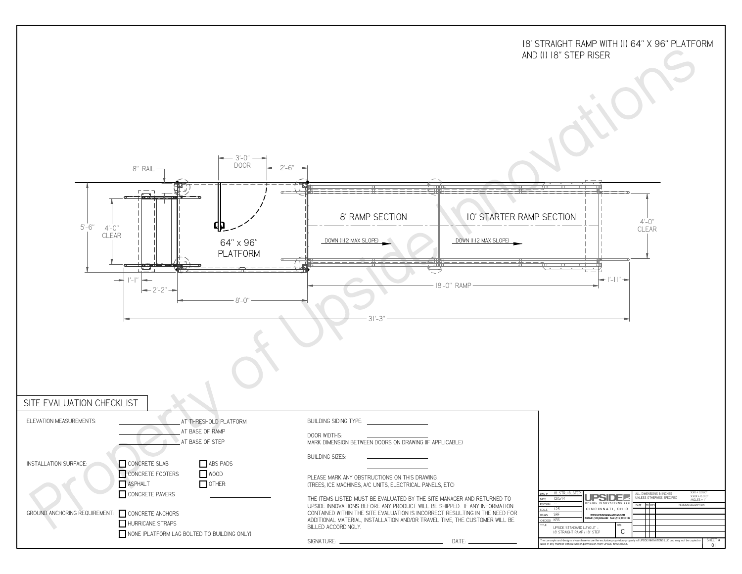18' STRAIGHT RAMP WITH (1) 64" X 96" PLATFORM AND (1) 18" STEP RISER

8" RAIL

3'-0" DOOR

2'-6"

5'-6"

4'-0" CLEAR

64" x 96" PLATFORM

8' RAMP SECTION

10' STARTER RAMP SECTION

DOWN (1:12 MAX SLOPE)

DOWN (1:12 MAX SLOPE)

4'-0" CLEAR

1'-1"

2'-2"

8'-0"

18'-0" RAMP

1'-11"

31'-3"

## SITE EVALUATION CHECKLIST

ELEVATION MEASUREMENTS: ____________ AT THRESHOLD PLATFORM

____________ AT BASE OF RAMP

____________ AT BASE OF STEP

INSTALLATION SURFACE:

- ☐ CONCRETE SLAB
- ☐ CONCRETE FOOTERS
- ☐ ASPHALT
- ☐ CONCRETE PAVERS
- ☐ ABS PADS
- ☐ WOOD
- ☐ OTHER ____________

GROUND ANCHORING REQUIREMENT:

- ☐ CONCRETE ANCHORS
- ☐ HURRICANE STRAPS
- ☐ NONE (PLATFORM LAG BOLTED TO BUILDING ONLY)

BUILDING SIDING TYPE: ____________

DOOR WIDTHS: ____________

MARK DIMENSION BETWEEN DOORS ON DRAWING (IF APPLICABLE)

BUILDING SIZES: ____________

____________

PLEASE MARK ANY OBSTRUCTIONS ON THIS DRAWING. (TREES, ICE MACHINES, A/C UNITS, ELECTRICAL PANELS, ETC)

THE ITEMS LISTED MUST BE EVALUATED BY THE SITE MANAGER AND RETURNED TO UPSIDE INNOVATIONS BEFORE ANY PRODUCT WILL BE SHIPPED. IF ANY INFORMATION CONTAINED WITHIN THE SITE EVALUATION IS INCORRECT RESULTING IN THE NEED FOR ADDITIONAL MATERIAL, INSTALLATION AND/OR TRAVEL TIME, THE CUSTOMER WILL BE BILLED ACCORDINGLY.

SIGNATURE: ____________ DATE: ____________

| | |
|---|---|
| DWG # | 18_STR_18_STEP |
| DATE | 12/5/14 |
| REVISION | --- |
| SCALE | 1:25 |
| DRAWN | SRF |
| CHECKED | KRS |
| TITLE | UPSIDE STANDARD LAYOUT - 18' STRAIGHT RAMP / 18" STEP |
| SIZE | C |
| SHEET # | 01 |

UPSIDE INNOVATIONS LLC
CINCINNATI, OHIO
WWW.UPSIDEINNOVATIONS.COM
PHONE: (513) 889-2492 FAX: (513) 672-2124

ALL DIMENSIONS IN INCHES UNLESS OTHERWISE SPECIFIED
X.XX ± 0.060"
X.XXX ± 0.015"
ANGLES ± 1°

| DATE | BY | REV | REVISION DESCRIPTION |
|---|---|---|---|
| | | | |

The concepts and designs shown here-in are the exclusive proprietary property of UPSIDE INNOVATIONS LLC and may not be copied or used in any manner without written permission from UPSIDE INNOVATIONS.